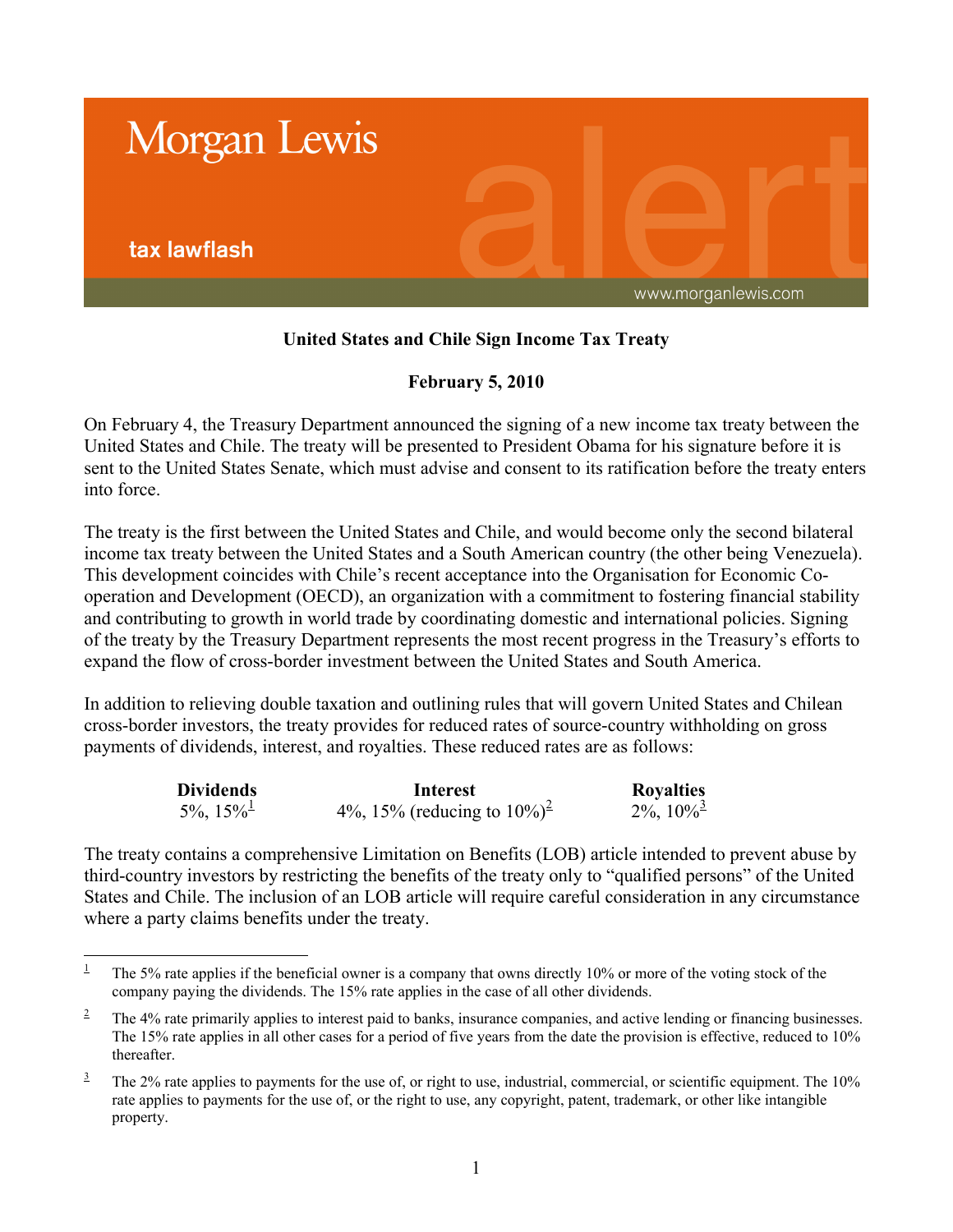Morgan Lewis

tax lawflash

www.morganlewis.com

**United States and Chile Sign Income Tax Treaty**

**February 5, 2010**

On February 4, the Treasury Department announced the signing of a new income tax treaty between the United States and Chile. The treaty will be presented to President Obama for his signature before it is sent to the United States Senate, which must advise and consent to its ratification before the treaty enters into force.

The treaty is the first between the United States and Chile, and would become only the second bilateral income tax treaty between the United States and a South American country (the other being Venezuela). This development coincides with Chile's recent acceptance into the Organisation for Economic Co-operation and Development (OECD), an organization with a commitment to fostering financial stability and contributing to growth in world trade by coordinating domestic and international policies. Signing of the treaty by the Treasury Department represents the most recent progress in the Treasury's efforts to expand the flow of cross-border investment between the United States and South America.

In addition to relieving double taxation and outlining rules that will govern United States and Chilean cross-border investors, the treaty provides for reduced rates of source-country withholding on gross payments of dividends, interest, and royalties. These reduced rates are as follows:

| **Dividends** | **Interest** | **Royalties** |
| --- | --- | --- |
| 5%, 15%[1] | 4%, 15% (reducing to 10%)[2] | 2%, 10%[3] |

The treaty contains a comprehensive Limitation on Benefits (LOB) article intended to prevent abuse by third-country investors by restricting the benefits of the treaty only to "qualified persons" of the United States and Chile. The inclusion of an LOB article will require careful consideration in any circumstance where a party claims benefits under the treaty.

---

[1] The 5% rate applies if the beneficial owner is a company that owns directly 10% or more of the voting stock of the company paying the dividends. The 15% rate applies in the case of all other dividends.

[2] The 4% rate primarily applies to interest paid to banks, insurance companies, and active lending or financing businesses. The 15% rate applies in all other cases for a period of five years from the date the provision is effective, reduced to 10% thereafter.

[3] The 2% rate applies to payments for the use of, or right to use, industrial, commercial, or scientific equipment. The 10% rate applies to payments for the use of, or the right to use, any copyright, patent, trademark, or other like intangible property.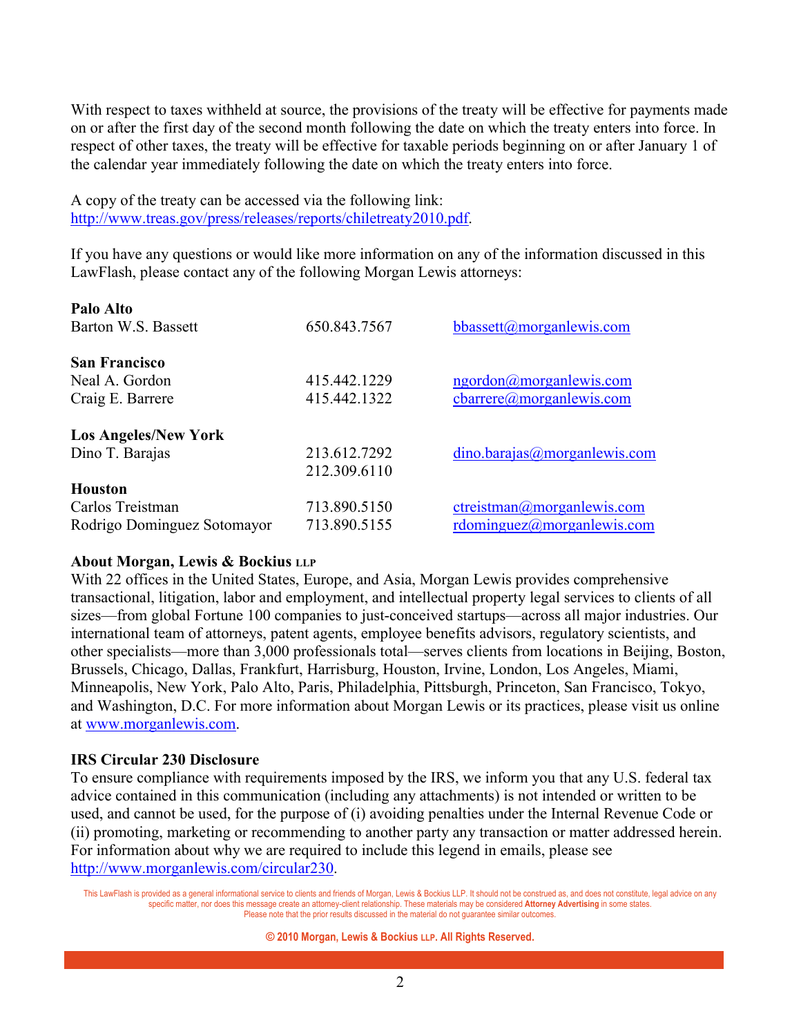With respect to taxes withheld at source, the provisions of the treaty will be effective for payments made on or after the first day of the second month following the date on which the treaty enters into force. In respect of other taxes, the treaty will be effective for taxable periods beginning on or after January 1 of the calendar year immediately following the date on which the treaty enters into force.

A copy of the treaty can be accessed via the following link: http://www.treas.gov/press/releases/reports/chiletreaty2010.pdf.

If you have any questions or would like more information on any of the information discussed in this LawFlash, please contact any of the following Morgan Lewis attorneys:

| | | |
|---|---|---|
| **Palo Alto** | | |
| Barton W.S. Bassett | 650.843.7567 | bbassett@morganlewis.com |
| **San Francisco** | | |
| Neal A. Gordon | 415.442.1229 | ngordon@morganlewis.com |
| Craig E. Barrere | 415.442.1322 | cbarrere@morganlewis.com |
| **Los Angeles/New York** | | |
| Dino T. Barajas | 213.612.7292<br>212.309.6110 | dino.barajas@morganlewis.com |
| **Houston** | | |
| Carlos Treistman | 713.890.5150 | ctreistman@morganlewis.com |
| Rodrigo Dominguez Sotomayor | 713.890.5155 | rdominguez@morganlewis.com |

**About Morgan, Lewis & Bockius LLP**

With 22 offices in the United States, Europe, and Asia, Morgan Lewis provides comprehensive transactional, litigation, labor and employment, and intellectual property legal services to clients of all sizes—from global Fortune 100 companies to just-conceived startups—across all major industries. Our international team of attorneys, patent agents, employee benefits advisors, regulatory scientists, and other specialists—more than 3,000 professionals total—serves clients from locations in Beijing, Boston, Brussels, Chicago, Dallas, Frankfurt, Harrisburg, Houston, Irvine, London, Los Angeles, Miami, Minneapolis, New York, Palo Alto, Paris, Philadelphia, Pittsburgh, Princeton, San Francisco, Tokyo, and Washington, D.C. For more information about Morgan Lewis or its practices, please visit us online at www.morganlewis.com.

**IRS Circular 230 Disclosure**

To ensure compliance with requirements imposed by the IRS, we inform you that any U.S. federal tax advice contained in this communication (including any attachments) is not intended or written to be used, and cannot be used, for the purpose of (i) avoiding penalties under the Internal Revenue Code or (ii) promoting, marketing or recommending to another party any transaction or matter addressed herein. For information about why we are required to include this legend in emails, please see http://www.morganlewis.com/circular230.

This LawFlash is provided as a general informational service to clients and friends of Morgan, Lewis & Bockius LLP. It should not be construed as, and does not constitute, legal advice on any specific matter, nor does this message create an attorney-client relationship. These materials may be considered **Attorney Advertising** in some states. Please note that the prior results discussed in the material do not guarantee similar outcomes.

**© 2010 Morgan, Lewis & Bockius LLP. All Rights Reserved.**